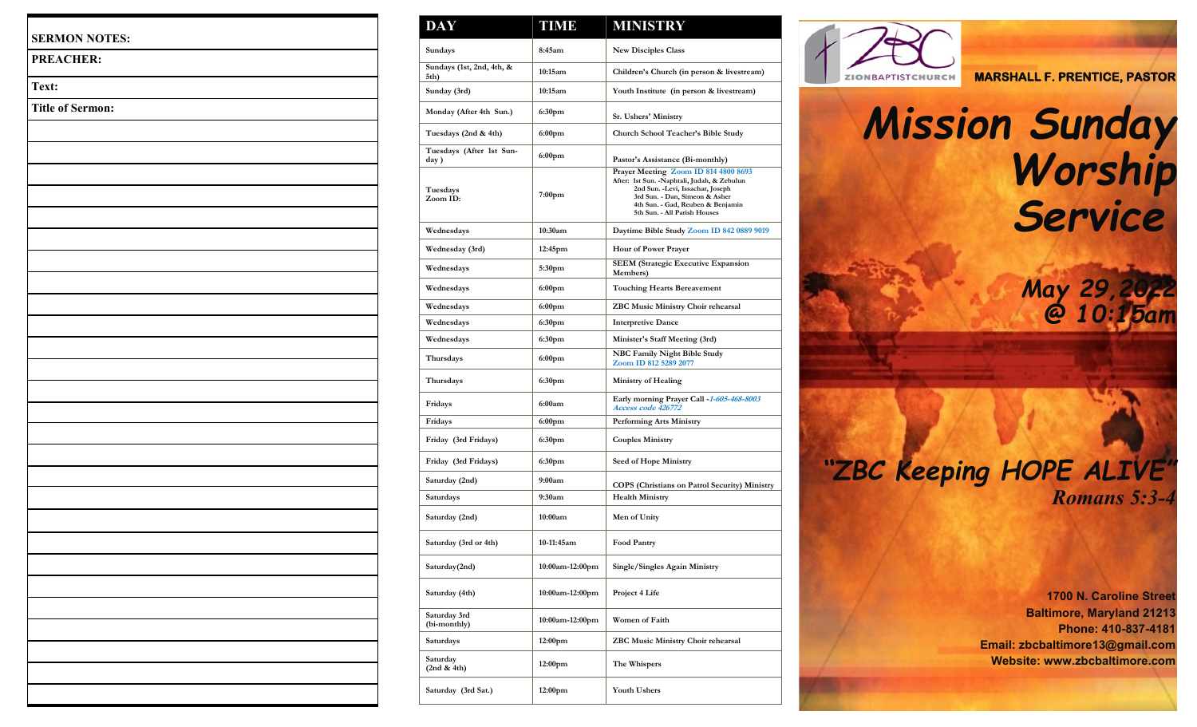**SERMON NOTES:**

**PREACHER:**

**Text:**

**Title of Sermon:**

| DAY | TIME | MINISTRY |
|---|---|---|
| Sundays | 8:45am | New Disciples Class |
| Sundays (1st, 2nd, 4th, & 5th) | 10:15am | Children's Church (in person & livestream) |
| Sunday (3rd) | 10:15am | Youth Institute (in person & livestream) |
| Monday (After 4th Sun.) | 6:30pm | Sr. Ushers' Ministry |
| Tuesdays (2nd & 4th) | 6:00pm | Church School Teacher's Bible Study |
| Tuesdays (After 1st Sunday ) | 6:00pm | Pastor's Assistance (Bi-monthly) |
| Tuesdays Zoom ID: | 7:00pm | Prayer Meeting Zoom ID 814 4800 8693 After: 1st Sun. -Naphtali, Judah, & Zebulun 2nd Sun. -Levi, Issachar, Joseph 3rd Sun. - Dan, Simeon & Asher 4th Sun. - Gad, Reuben & Benjamin 5th Sun. - All Parish Houses |
| Wednesdays | 10:30am | Daytime Bible Study Zoom ID 842 0889 9019 |
| Wednesday (3rd) | 12:45pm | Hour of Power Prayer |
| Wednesdays | 5:30pm | SEEM (Strategic Executive Expansion Members) |
| Wednesdays | 6:00pm | Touching Hearts Bereavement |
| Wednesdays | 6:00pm | ZBC Music Ministry Choir rehearsal |
| Wednesdays | 6:30pm | Interpretive Dance |
| Wednesdays | 6:30pm | Minister's Staff Meeting (3rd) |
| Thursdays | 6:00pm | NBC Family Night Bible Study Zoom ID 812 5289 2077 |
| Thursdays | 6:30pm | Ministry of Healing |
| Fridays | 6:00am | Early morning Prayer Call -*1-605-468-8003 Access code 426772* |
| Fridays | 6:00pm | Performing Arts Ministry |
| Friday (3rd Fridays) | 6:30pm | Couples Ministry |
| Friday (3rd Fridays) | 6:30pm | Seed of Hope Ministry |
| Saturday (2nd) | 9:00am | COPS (Christians on Patrol Security) Ministry |
| Saturdays | 9:30am | Health Ministry |
| Saturday (2nd) | 10:00am | Men of Unity |
| Saturday (3rd or 4th) | 10-11:45am | Food Pantry |
| Saturday(2nd) | 10:00am-12:00pm | Single/Singles Again Ministry |
| Saturday (4th) | 10:00am-12:00pm | Project 4 Life |
| Saturday 3rd (bi-monthly) | 10:00am-12:00pm | Women of Faith |
| Saturdays | 12:00pm | ZBC Music Ministry Choir rehearsal |
| Saturday (2nd & 4th) | 12:00pm | The Whispers |
| Saturday (3rd Sat.) | 12:00pm | Youth Ushers |

ZION BAPTIST CHURCH

**MARSHALL F. PRENTICE, PASTOR**

# *Mission Sunday Worship Service*

## *May 29, 2022 @ 10:15am*

## *"ZBC Keeping HOPE ALIVE"*

***Romans 5:3-4***

**1700 N. Caroline Street**
**Baltimore, Maryland 21213**
**Phone: 410-837-4181**
**Email: zbcbaltimore13@gmail.com**
**Website: www.zbcbaltimore.com**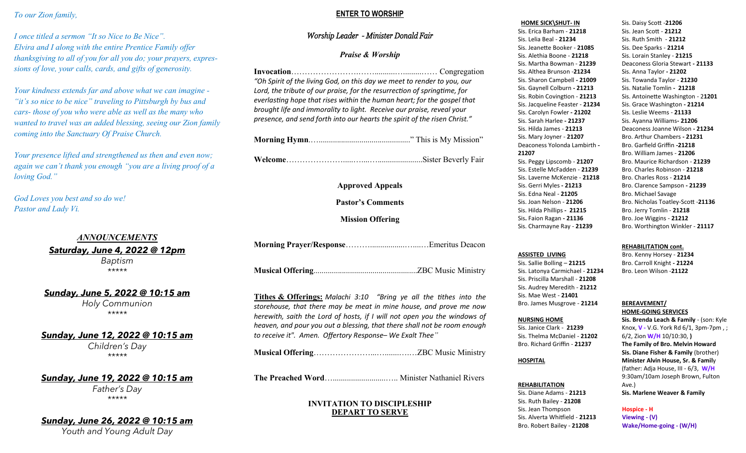*To our Zion family,*

*I once titled a sermon "It so Nice to Be Nice". Elvira and I along with the entire Prentice Family offer thanksgiving to all of you for all you do; your prayers, expressions of love, your calls, cards, and gifts of generosity.*

*Your kindness extends far and above what we can imagine - "it's so nice to be nice" traveling to Pittsburgh by bus and cars- those of you who were able as well as the many who wanted to travel was an added blessing, seeing our Zion family coming into the Sanctuary Of Praise Church.*

*Your presence lifted and strengthened us then and even now; again we can't thank you enough "you are a living proof of a loving God."*

*God Loves you best and so do we!*
*Pastor and Lady Vi.*

## ANNOUNCEMENTS

***Saturday, June 4, 2022 @ 12pm***
*Baptism*
\*\*\*\*\*

***Sunday, June 5, 2022 @ 10:15 am***
*Holy Communion*
\*\*\*\*\*

***Sunday, June 12, 2022 @ 10:15 am***
*Children's Day*
\*\*\*\*\*

***Sunday, June 19, 2022 @ 10:15 am***
*Father's Day*
\*\*\*\*\*

***Sunday, June 26, 2022 @ 10:15 am***
*Youth and Young Adult Day*

## ENTER TO WORSHIP

*Worship Leader - Minister Donald Fair*

***Praise & Worship***

**Invocation**……………………….……..........…........…… Congregation
*"Oh Spirit of the living God, on this day we meet to render to you, our Lord, the tribute of our praise, for the resurrection of springtime, for everlasting hope that rises within the human heart; for the gospel that brought life and immorality to light. Receive our praise, reveal your presence, and send forth into our hearts the spirit of the risen Christ."*

**Morning Hymn**….............................................." This is My Mission"

**Welcome**…………………….....…....…......................Sister Beverly Fair

**Approved Appeals**

**Pastor's Comments**

**Mission Offering**

**Morning Prayer/Response**………..................…....…Emeritus Deacon

**Musical Offering**..................................................ZBC Music Ministry

**Tithes & Offerings:** *Malachi 3:10 "Bring ye all the tithes into the storehouse, that there may be meat in mine house, and prove me now herewith, saith the Lord of hosts, if I will not open you the windows of heaven, and pour you out a blessing, that there shall not be room enough to receive it". Amen. Offertory Response– We Exalt Thee''*

**Musical Offering**…………………....….......…….ZBC Music Ministry

**The Preached Word**…............................….. Minister Nathaniel Rivers

**INVITATION TO DISCIPLESHIP**
**DEPART TO SERVE**

**HOME SICK\SHUT- IN**
Sis. Erica Barham - **21218**
Sis. Lelia Beal - **21234**
Sis. Jeanette Booker - **21085**
Sis. Alethia Boone - **21218**
Sis. Martha Bowman - **21239**
Sis. Althea Brunson -**21234**
Sis. Sharon Campbell **- 21009**
Sis. Gaynell Colburn **- 21213**
Sis. Robin Covington - **21213**
Sis. Jacqueline Feaster - **21234**
Sis. Carolyn Fowler **- 21202**
Sis. Sarah Harlee **- 21237**
Sis. Hilda James - **21213**
Sis. Mary Joyner - **21207**
Deaconess Yolonda Lambirth **- 21207**
Sis. Peggy Lipscomb - **21207**
Sis. Estelle McFadden - **21239**
Sis. Laverne McKenzie - **21218**
Sis. Gerri Myles **- 21213**
Sis. Edna Neal - **21205**
Sis. Joan Nelson - **21206**
Sis. Hilda Phillips **- 21215**
Sis**.** Faion Ragan **- 21136**
Sis. Charmayne Ray - **21239**
Sis. Daisy Scott -**21206**
Sis. Jean Scott - **21212**
Sis. Ruth Smith - **21212**
Sis. Dee Sparks - **21214**
Sis. Lorain Stanley - **21215**
Deaconess Gloria Stewart **- 21133**
Sis. Anna Taylor **- 21202**
Sis. Towanda Taylor - **21230**
Sis. Natalie Tomlin **- 21218**
Sis. Antoinette Washington - 2**1201**
Sis. Grace Washington **- 21214**
Sis. Leslie Weems - **21133**
Sis. Ayanna Williams**- 21206**
Deaconess Joanne Wilson **- 21234**
Bro. Arthur Chambers **- 21231**
Bro. Garfield Griffin **-21218**
Bro. William James - **21206**
Bro. Maurice Richardson - **21239**
Bro. Charles Robinson - **21218**
Bro. Charles Ross - **21214**
Bro. Clarence Sampson **- 21239**
Bro. Michael Savage
Bro. Nicholas Toatley-Scott -**21136**
Bro. Jerry Tomlin - **21218**
Bro. Joe Wiggins - **21212**
Bro. Worthington Winkler - **21117**

**ASSISTED LIVING**
Sis. Sallie Bolling – **21215**
Sis. Latonya Carmichael - **21234**
Sis. Priscilla Marshall - **21208**
Sis. Audrey Meredith - **21212**
Sis. Mae West - **21401**
Bro. James Musgrove - **21214**

**NURSING HOME**
Sis. Janice Clark - **21239**
Sis. Thelma McDaniel - **21202**
Bro. Richard Griffin - **21237**

**HOSPITAL**

**REHABILITATION**
Sis. Diane Adams - **21213**
Sis. Ruth Bailey - **21208**
Sis. Jean Thompson
Sis. Alverta Whitfield - **21213**
Bro. Robert Bailey - **21208**

**REHABILITATION cont.**
Bro. Kenny Horsey - **21234**
Bro. Carroll Knight **- 21224**
Bro. Leon Wilson -**21122**

**BEREAVEMENT/ HOME-GOING SERVICES**
**Sis. Brenda Leach & Family** - (son: Kyle Knox, **V -** V.G. York Rd 6/1, 3pm-7pm , ; 6/2, Zion **W/H** 10/10:30, **)**
**The Family of Bro. Melvin Howard**
**Sis. Diane Fisher & Family** (brother)
**Minister Alvin House, Sr. & Famil**y (father: Adja House, III - 6/3, **W/H** 9:30am/10am Joseph Brown, Fulton Ave.)
**Sis. Marlene Weaver & Family**

**Hospice - H**
**Viewing - (V)**
**Wake/Home-going - (W/H)**